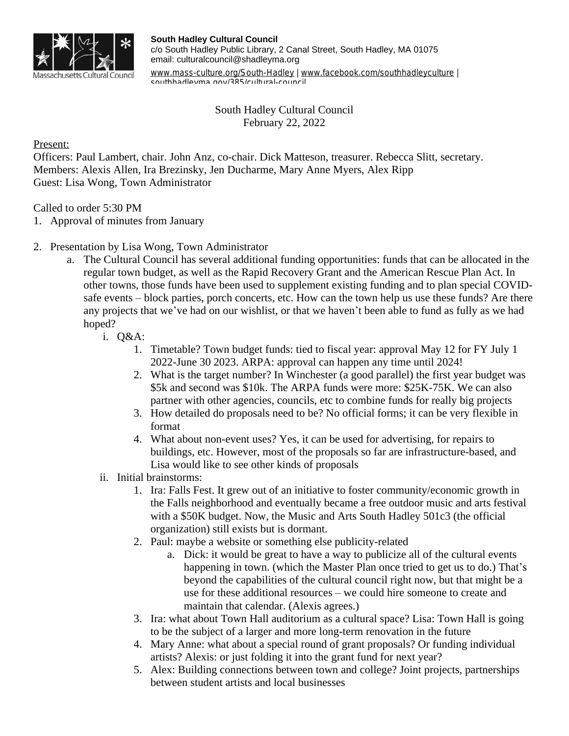**South Hadley Cultural Council**
c/o South Hadley Public Library, 2 Canal Street, South Hadley, MA 01075
email: culturalcouncil@shadleyma.org
www.mass-culture.org/South-Hadley | www.facebook.com/southhadleyculture | southhadleyma.gov/385/cultural-council

South Hadley Cultural Council
February 22, 2022

Present:
Officers: Paul Lambert, chair. John Anz, co-chair. Dick Matteson, treasurer. Rebecca Slitt, secretary.
Members: Alexis Allen, Ira Brezinsky, Jen Ducharme, Mary Anne Myers, Alex Ripp
Guest: Lisa Wong, Town Administrator

Called to order 5:30 PM

1. Approval of minutes from January

2. Presentation by Lisa Wong, Town Administrator
   a. The Cultural Council has several additional funding opportunities: funds that can be allocated in the regular town budget, as well as the Rapid Recovery Grant and the American Rescue Plan Act. In other towns, those funds have been used to supplement existing funding and to plan special COVID-safe events – block parties, porch concerts, etc. How can the town help us use these funds? Are there any projects that we've had on our wishlist, or that we haven't been able to fund as fully as we had hoped?
      i. Q&A:
         1. Timetable? Town budget funds: tied to fiscal year: approval May 12 for FY July 1 2022-June 30 2023. ARPA: approval can happen any time until 2024!
         2. What is the target number? In Winchester (a good parallel) the first year budget was $5k and second was $10k. The ARPA funds were more: $25K-75K. We can also partner with other agencies, councils, etc to combine funds for really big projects
         3. How detailed do proposals need to be? No official forms; it can be very flexible in format
         4. What about non-event uses? Yes, it can be used for advertising, for repairs to buildings, etc. However, most of the proposals so far are infrastructure-based, and Lisa would like to see other kinds of proposals
      ii. Initial brainstorms:
         1. Ira: Falls Fest. It grew out of an initiative to foster community/economic growth in the Falls neighborhood and eventually became a free outdoor music and arts festival with a $50K budget. Now, the Music and Arts South Hadley 501c3 (the official organization) still exists but is dormant.
         2. Paul: maybe a website or something else publicity-related
            a. Dick: it would be great to have a way to publicize all of the cultural events happening in town. (which the Master Plan once tried to get us to do.) That's beyond the capabilities of the cultural council right now, but that might be a use for these additional resources – we could hire someone to create and maintain that calendar. (Alexis agrees.)
         3. Ira: what about Town Hall auditorium as a cultural space? Lisa: Town Hall is going to be the subject of a larger and more long-term renovation in the future
         4. Mary Anne: what about a special round of grant proposals? Or funding individual artists? Alexis: or just folding it into the grant fund for next year?
         5. Alex: Building connections between town and college? Joint projects, partnerships between student artists and local businesses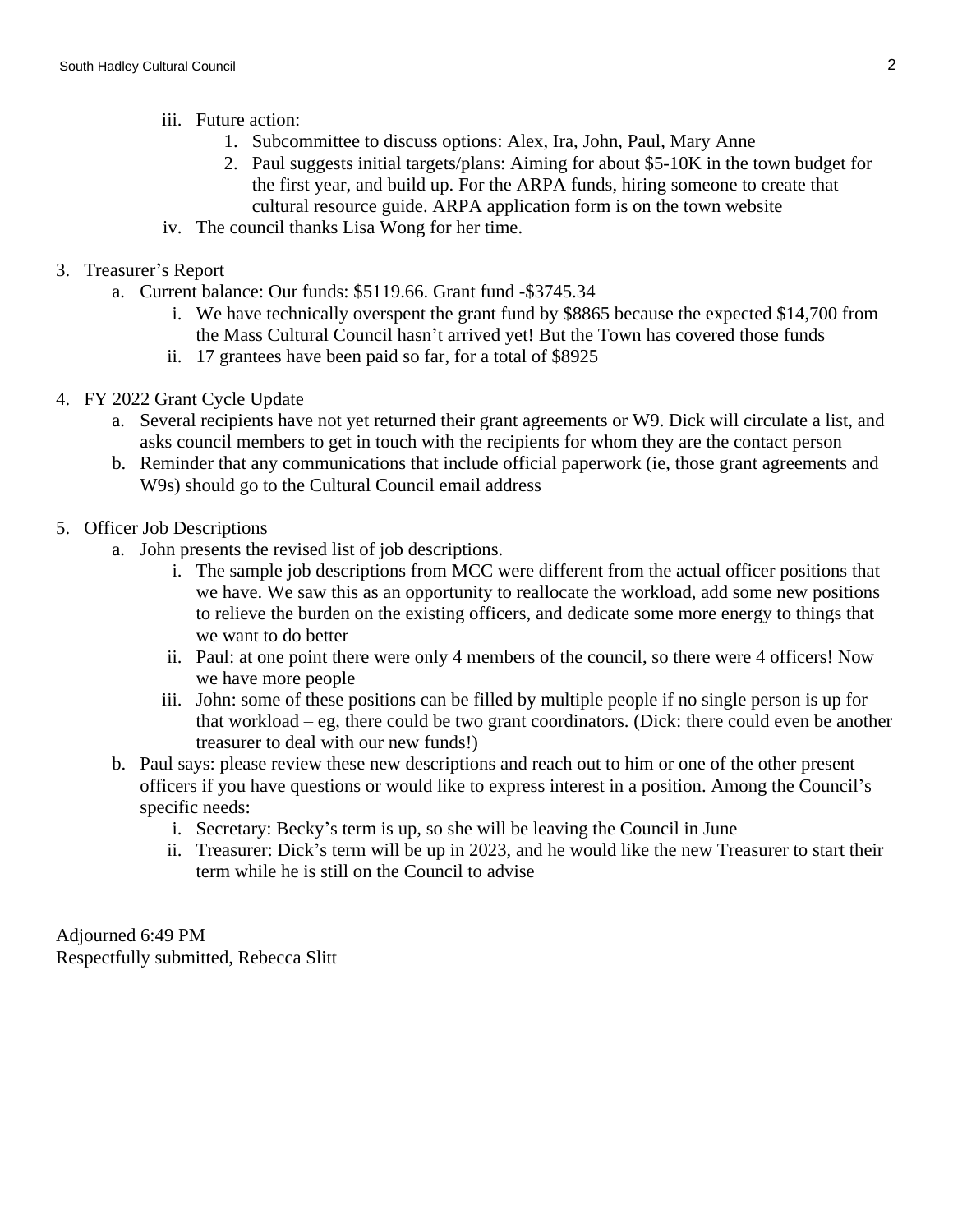iii. Future action:
    1. Subcommittee to discuss options: Alex, Ira, John, Paul, Mary Anne
    2. Paul suggests initial targets/plans: Aiming for about $5-10K in the town budget for the first year, and build up. For the ARPA funds, hiring someone to create that cultural resource guide. ARPA application form is on the town website

iv. The council thanks Lisa Wong for her time.

3. Treasurer's Report
    a. Current balance: Our funds: $5119.66. Grant fund -$3745.34
        i. We have technically overspent the grant fund by $8865 because the expected $14,700 from the Mass Cultural Council hasn't arrived yet! But the Town has covered those funds
        ii. 17 grantees have been paid so far, for a total of $8925

4. FY 2022 Grant Cycle Update
    a. Several recipients have not yet returned their grant agreements or W9. Dick will circulate a list, and asks council members to get in touch with the recipients for whom they are the contact person
    b. Reminder that any communications that include official paperwork (ie, those grant agreements and W9s) should go to the Cultural Council email address

5. Officer Job Descriptions
    a. John presents the revised list of job descriptions.
        i. The sample job descriptions from MCC were different from the actual officer positions that we have. We saw this as an opportunity to reallocate the workload, add some new positions to relieve the burden on the existing officers, and dedicate some more energy to things that we want to do better
        ii. Paul: at one point there were only 4 members of the council, so there were 4 officers! Now we have more people
        iii. John: some of these positions can be filled by multiple people if no single person is up for that workload – eg, there could be two grant coordinators. (Dick: there could even be another treasurer to deal with our new funds!)
    b. Paul says: please review these new descriptions and reach out to him or one of the other present officers if you have questions or would like to express interest in a position. Among the Council's specific needs:
        i. Secretary: Becky's term is up, so she will be leaving the Council in June
        ii. Treasurer: Dick's term will be up in 2023, and he would like the new Treasurer to start their term while he is still on the Council to advise

Adjourned 6:49 PM
Respectfully submitted, Rebecca Slitt